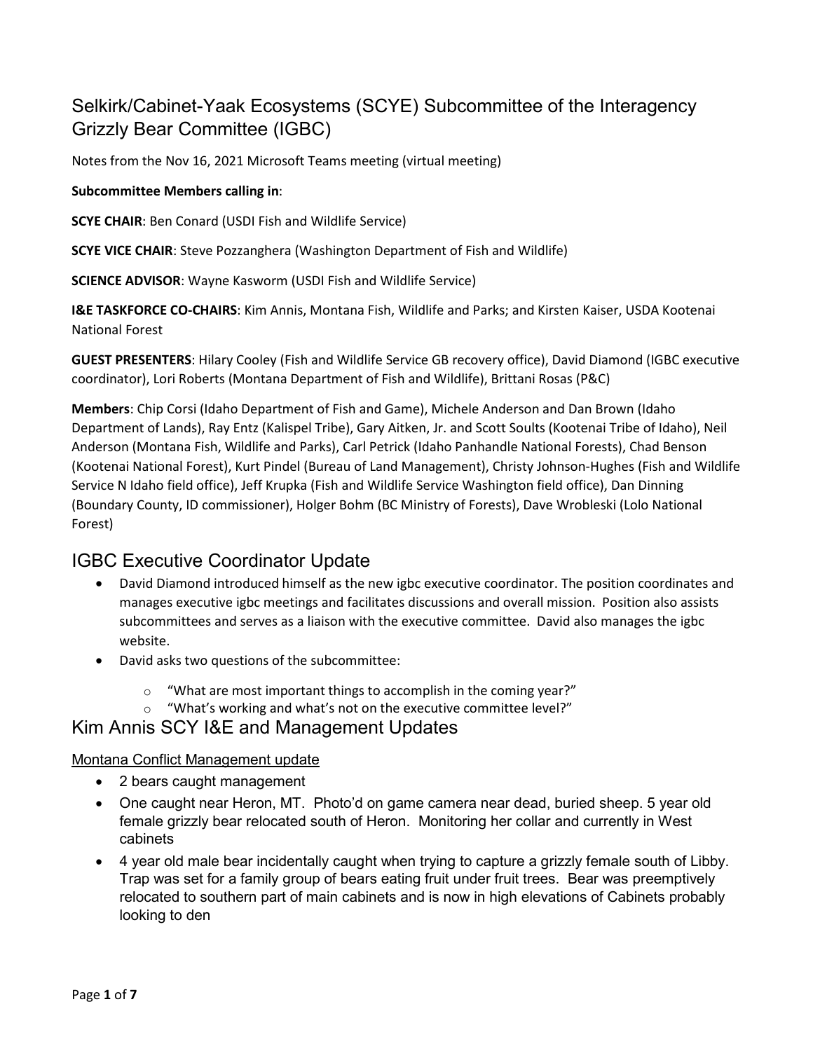# Selkirk/Cabinet-Yaak Ecosystems (SCYE) Subcommittee of the Interagency Grizzly Bear Committee (IGBC)

Notes from the Nov 16, 2021 Microsoft Teams meeting (virtual meeting)

**Subcommittee Members calling in**:

**SCYE CHAIR**: Ben Conard (USDI Fish and Wildlife Service)

**SCYE VICE CHAIR**: Steve Pozzanghera (Washington Department of Fish and Wildlife)

**SCIENCE ADVISOR**: Wayne Kasworm (USDI Fish and Wildlife Service)

**I&E TASKFORCE CO-CHAIRS**: Kim Annis, Montana Fish, Wildlife and Parks; and Kirsten Kaiser, USDA Kootenai National Forest

**GUEST PRESENTERS**: Hilary Cooley (Fish and Wildlife Service GB recovery office), David Diamond (IGBC executive coordinator), Lori Roberts (Montana Department of Fish and Wildlife), Brittani Rosas (P&C)

**Members**: Chip Corsi (Idaho Department of Fish and Game), Michele Anderson and Dan Brown (Idaho Department of Lands), Ray Entz (Kalispel Tribe), Gary Aitken, Jr. and Scott Soults (Kootenai Tribe of Idaho), Neil Anderson (Montana Fish, Wildlife and Parks), Carl Petrick (Idaho Panhandle National Forests), Chad Benson (Kootenai National Forest), Kurt Pindel (Bureau of Land Management), Christy Johnson-Hughes (Fish and Wildlife Service N Idaho field office), Jeff Krupka (Fish and Wildlife Service Washington field office), Dan Dinning (Boundary County, ID commissioner), Holger Bohm (BC Ministry of Forests), Dave Wrobleski (Lolo National Forest)

## IGBC Executive Coordinator Update

- David Diamond introduced himself as the new igbc executive coordinator. The position coordinates and manages executive igbc meetings and facilitates discussions and overall mission. Position also assists subcommittees and serves as a liaison with the executive committee. David also manages the igbc website.
- David asks two questions of the subcommittee:
  - "What are most important things to accomplish in the coming year?"
  - "What's working and what's not on the executive committee level?"

## Kim Annis SCY I&E and Management Updates

Montana Conflict Management update

- 2 bears caught management
- One caught near Heron, MT. Photo'd on game camera near dead, buried sheep. 5 year old female grizzly bear relocated south of Heron. Monitoring her collar and currently in West cabinets
- 4 year old male bear incidentally caught when trying to capture a grizzly female south of Libby. Trap was set for a family group of bears eating fruit under fruit trees. Bear was preemptively relocated to southern part of main cabinets and is now in high elevations of Cabinets probably looking to den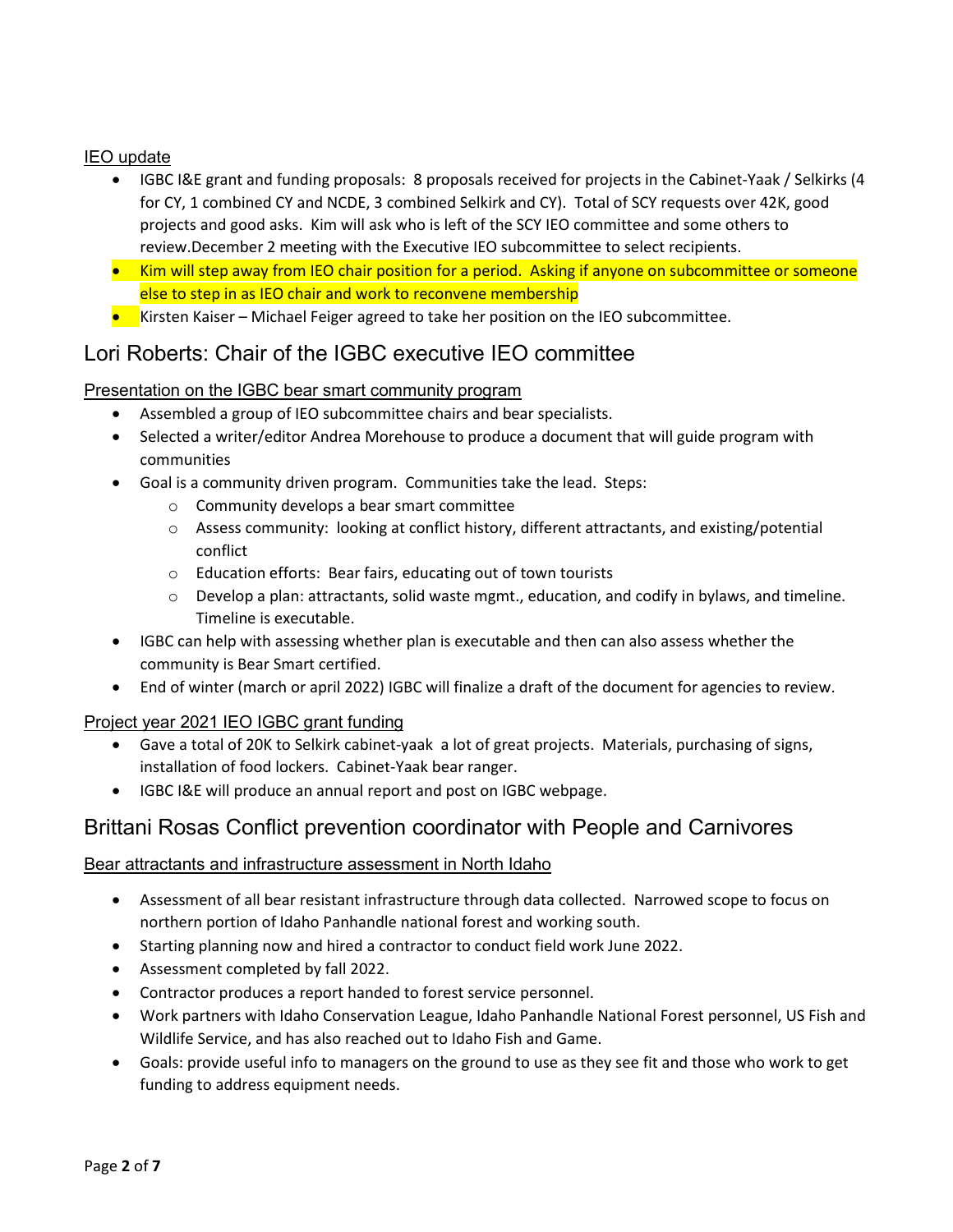### IEO update

- IGBC I&E grant and funding proposals: 8 proposals received for projects in the Cabinet-Yaak / Selkirks (4 for CY, 1 combined CY and NCDE, 3 combined Selkirk and CY). Total of SCY requests over 42K, good projects and good asks. Kim will ask who is left of the SCY IEO committee and some others to review.December 2 meeting with the Executive IEO subcommittee to select recipients.
- Kim will step away from IEO chair position for a period. Asking if anyone on subcommittee or someone else to step in as IEO chair and work to reconvene membership
- Kirsten Kaiser – Michael Feiger agreed to take her position on the IEO subcommittee.

## Lori Roberts: Chair of the IGBC executive IEO committee

### Presentation on the IGBC bear smart community program

- Assembled a group of IEO subcommittee chairs and bear specialists.
- Selected a writer/editor Andrea Morehouse to produce a document that will guide program with communities
- Goal is a community driven program. Communities take the lead. Steps:
  - Community develops a bear smart committee
  - Assess community: looking at conflict history, different attractants, and existing/potential conflict
  - Education efforts: Bear fairs, educating out of town tourists
  - Develop a plan: attractants, solid waste mgmt., education, and codify in bylaws, and timeline. Timeline is executable.
- IGBC can help with assessing whether plan is executable and then can also assess whether the community is Bear Smart certified.
- End of winter (march or april 2022) IGBC will finalize a draft of the document for agencies to review.

### Project year 2021 IEO IGBC grant funding

- Gave a total of 20K to Selkirk cabinet-yaak a lot of great projects. Materials, purchasing of signs, installation of food lockers. Cabinet-Yaak bear ranger.
- IGBC I&E will produce an annual report and post on IGBC webpage.

## Brittani Rosas Conflict prevention coordinator with People and Carnivores

### Bear attractants and infrastructure assessment in North Idaho

- Assessment of all bear resistant infrastructure through data collected. Narrowed scope to focus on northern portion of Idaho Panhandle national forest and working south.
- Starting planning now and hired a contractor to conduct field work June 2022.
- Assessment completed by fall 2022.
- Contractor produces a report handed to forest service personnel.
- Work partners with Idaho Conservation League, Idaho Panhandle National Forest personnel, US Fish and Wildlife Service, and has also reached out to Idaho Fish and Game.
- Goals: provide useful info to managers on the ground to use as they see fit and those who work to get funding to address equipment needs.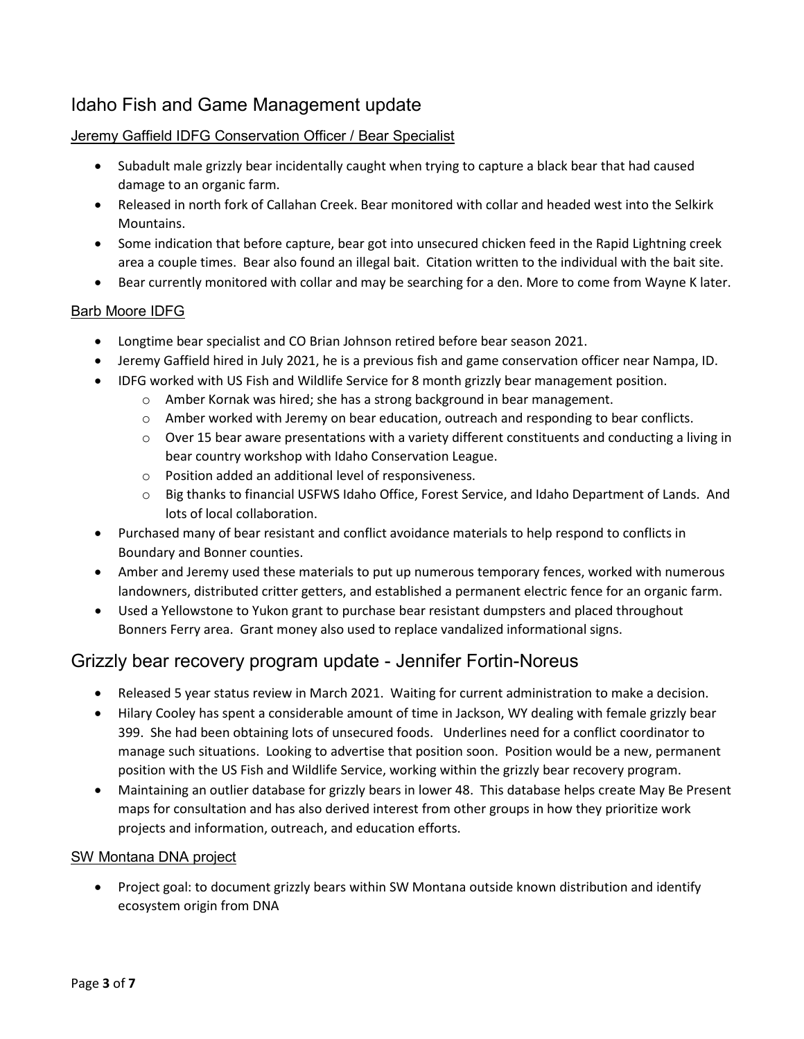## Idaho Fish and Game Management update

### Jeremy Gaffield IDFG Conservation Officer / Bear Specialist

- Subadult male grizzly bear incidentally caught when trying to capture a black bear that had caused damage to an organic farm.
- Released in north fork of Callahan Creek. Bear monitored with collar and headed west into the Selkirk Mountains.
- Some indication that before capture, bear got into unsecured chicken feed in the Rapid Lightning creek area a couple times. Bear also found an illegal bait. Citation written to the individual with the bait site.
- Bear currently monitored with collar and may be searching for a den. More to come from Wayne K later.

### Barb Moore IDFG

- Longtime bear specialist and CO Brian Johnson retired before bear season 2021.
- Jeremy Gaffield hired in July 2021, he is a previous fish and game conservation officer near Nampa, ID.
- IDFG worked with US Fish and Wildlife Service for 8 month grizzly bear management position.
  - Amber Kornak was hired; she has a strong background in bear management.
  - Amber worked with Jeremy on bear education, outreach and responding to bear conflicts.
  - Over 15 bear aware presentations with a variety different constituents and conducting a living in bear country workshop with Idaho Conservation League.
  - Position added an additional level of responsiveness.
  - Big thanks to financial USFWS Idaho Office, Forest Service, and Idaho Department of Lands. And lots of local collaboration.
- Purchased many of bear resistant and conflict avoidance materials to help respond to conflicts in Boundary and Bonner counties.
- Amber and Jeremy used these materials to put up numerous temporary fences, worked with numerous landowners, distributed critter getters, and established a permanent electric fence for an organic farm.
- Used a Yellowstone to Yukon grant to purchase bear resistant dumpsters and placed throughout Bonners Ferry area. Grant money also used to replace vandalized informational signs.

## Grizzly bear recovery program update - Jennifer Fortin-Noreus

- Released 5 year status review in March 2021. Waiting for current administration to make a decision.
- Hilary Cooley has spent a considerable amount of time in Jackson, WY dealing with female grizzly bear 399. She had been obtaining lots of unsecured foods. Underlines need for a conflict coordinator to manage such situations. Looking to advertise that position soon. Position would be a new, permanent position with the US Fish and Wildlife Service, working within the grizzly bear recovery program.
- Maintaining an outlier database for grizzly bears in lower 48. This database helps create May Be Present maps for consultation and has also derived interest from other groups in how they prioritize work projects and information, outreach, and education efforts.

### SW Montana DNA project

- Project goal: to document grizzly bears within SW Montana outside known distribution and identify ecosystem origin from DNA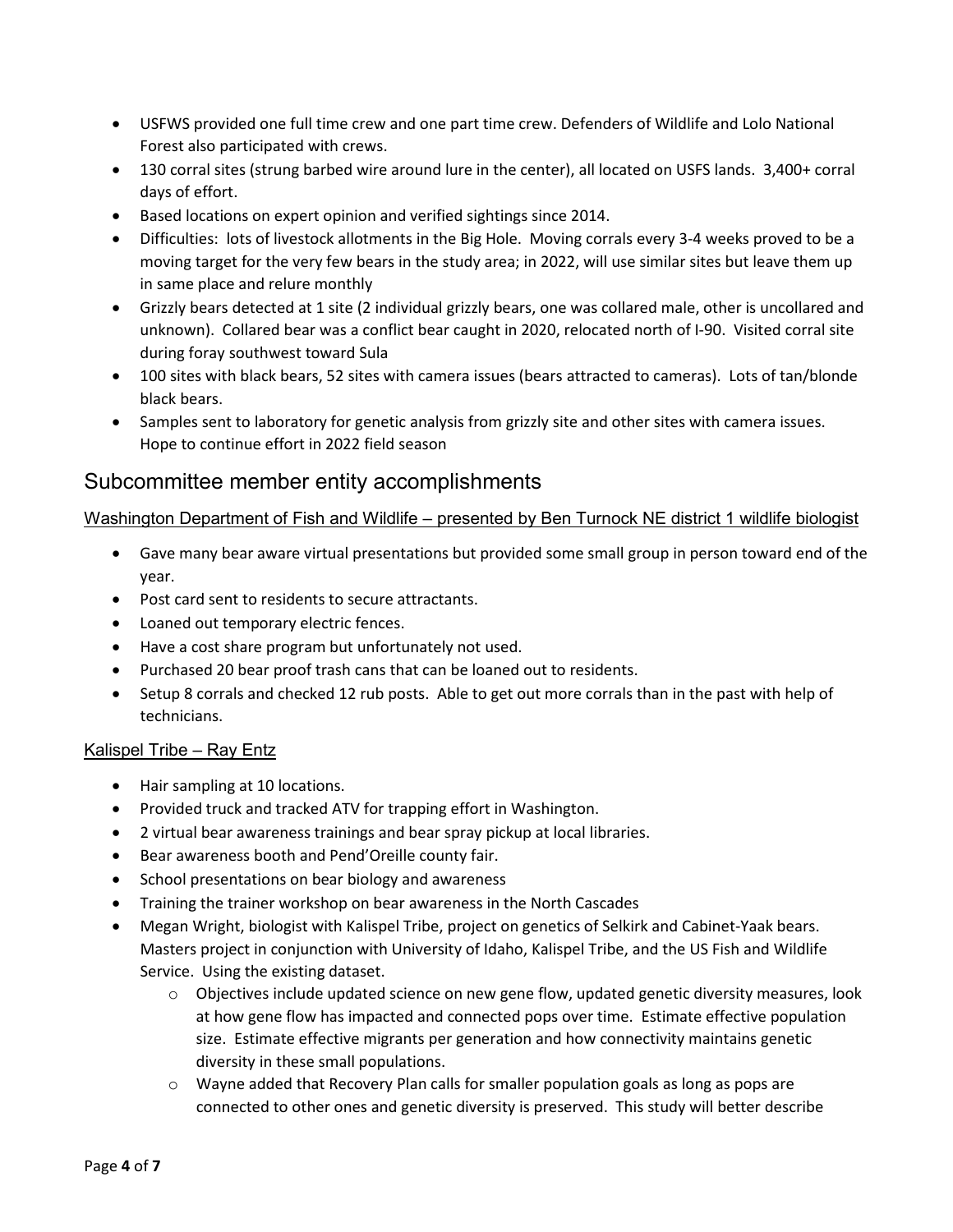- USFWS provided one full time crew and one part time crew. Defenders of Wildlife and Lolo National Forest also participated with crews.
- 130 corral sites (strung barbed wire around lure in the center), all located on USFS lands. 3,400+ corral days of effort.
- Based locations on expert opinion and verified sightings since 2014.
- Difficulties: lots of livestock allotments in the Big Hole. Moving corrals every 3-4 weeks proved to be a moving target for the very few bears in the study area; in 2022, will use similar sites but leave them up in same place and relure monthly
- Grizzly bears detected at 1 site (2 individual grizzly bears, one was collared male, other is uncollared and unknown). Collared bear was a conflict bear caught in 2020, relocated north of I-90. Visited corral site during foray southwest toward Sula
- 100 sites with black bears, 52 sites with camera issues (bears attracted to cameras). Lots of tan/blonde black bears.
- Samples sent to laboratory for genetic analysis from grizzly site and other sites with camera issues. Hope to continue effort in 2022 field season

## Subcommittee member entity accomplishments

### Washington Department of Fish and Wildlife – presented by Ben Turnock NE district 1 wildlife biologist

- Gave many bear aware virtual presentations but provided some small group in person toward end of the year.
- Post card sent to residents to secure attractants.
- Loaned out temporary electric fences.
- Have a cost share program but unfortunately not used.
- Purchased 20 bear proof trash cans that can be loaned out to residents.
- Setup 8 corrals and checked 12 rub posts. Able to get out more corrals than in the past with help of technicians.

### Kalispel Tribe – Ray Entz

- Hair sampling at 10 locations.
- Provided truck and tracked ATV for trapping effort in Washington.
- 2 virtual bear awareness trainings and bear spray pickup at local libraries.
- Bear awareness booth and Pend'Oreille county fair.
- School presentations on bear biology and awareness
- Training the trainer workshop on bear awareness in the North Cascades
- Megan Wright, biologist with Kalispel Tribe, project on genetics of Selkirk and Cabinet-Yaak bears. Masters project in conjunction with University of Idaho, Kalispel Tribe, and the US Fish and Wildlife Service. Using the existing dataset.
  - Objectives include updated science on new gene flow, updated genetic diversity measures, look at how gene flow has impacted and connected pops over time. Estimate effective population size. Estimate effective migrants per generation and how connectivity maintains genetic diversity in these small populations.
  - Wayne added that Recovery Plan calls for smaller population goals as long as pops are connected to other ones and genetic diversity is preserved. This study will better describe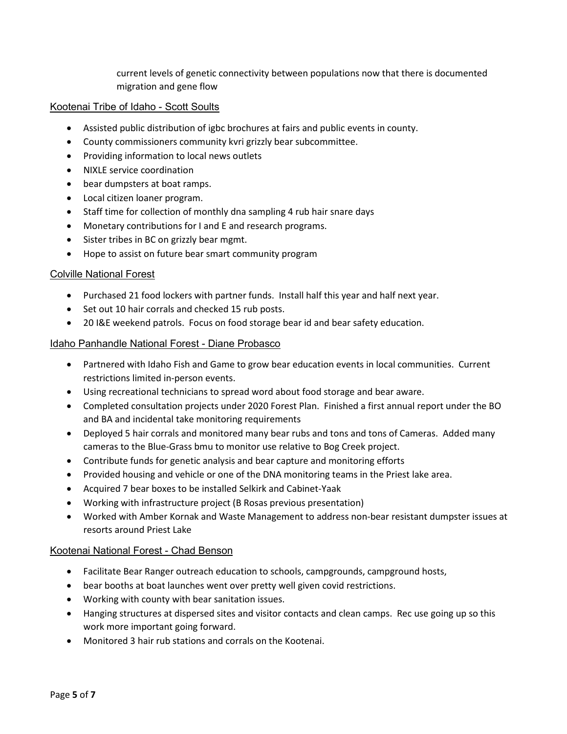current levels of genetic connectivity between populations now that there is documented migration and gene flow

### Kootenai Tribe of Idaho - Scott Soults

- Assisted public distribution of igbc brochures at fairs and public events in county.
- County commissioners community kvri grizzly bear subcommittee.
- Providing information to local news outlets
- NIXLE service coordination
- bear dumpsters at boat ramps.
- Local citizen loaner program.
- Staff time for collection of monthly dna sampling 4 rub hair snare days
- Monetary contributions for I and E and research programs.
- Sister tribes in BC on grizzly bear mgmt.
- Hope to assist on future bear smart community program

### Colville National Forest

- Purchased 21 food lockers with partner funds. Install half this year and half next year.
- Set out 10 hair corrals and checked 15 rub posts.
- 20 I&E weekend patrols. Focus on food storage bear id and bear safety education.

### Idaho Panhandle National Forest - Diane Probasco

- Partnered with Idaho Fish and Game to grow bear education events in local communities. Current restrictions limited in-person events.
- Using recreational technicians to spread word about food storage and bear aware.
- Completed consultation projects under 2020 Forest Plan. Finished a first annual report under the BO and BA and incidental take monitoring requirements
- Deployed 5 hair corrals and monitored many bear rubs and tons and tons of Cameras. Added many cameras to the Blue-Grass bmu to monitor use relative to Bog Creek project.
- Contribute funds for genetic analysis and bear capture and monitoring efforts
- Provided housing and vehicle or one of the DNA monitoring teams in the Priest lake area.
- Acquired 7 bear boxes to be installed Selkirk and Cabinet-Yaak
- Working with infrastructure project (B Rosas previous presentation)
- Worked with Amber Kornak and Waste Management to address non-bear resistant dumpster issues at resorts around Priest Lake

### Kootenai National Forest - Chad Benson

- Facilitate Bear Ranger outreach education to schools, campgrounds, campground hosts,
- bear booths at boat launches went over pretty well given covid restrictions.
- Working with county with bear sanitation issues.
- Hanging structures at dispersed sites and visitor contacts and clean camps. Rec use going up so this work more important going forward.
- Monitored 3 hair rub stations and corrals on the Kootenai.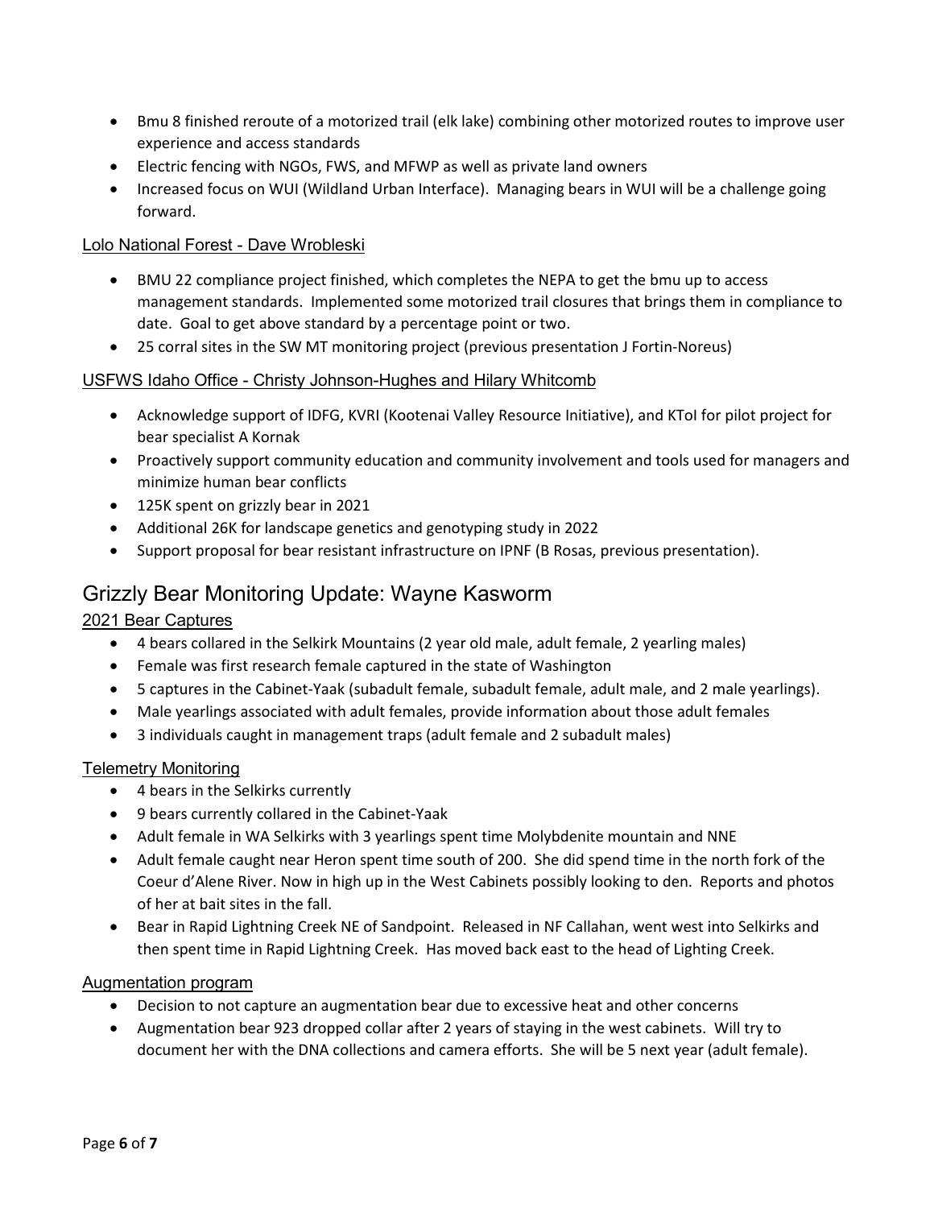- Bmu 8 finished reroute of a motorized trail (elk lake) combining other motorized routes to improve user experience and access standards
- Electric fencing with NGOs, FWS, and MFWP as well as private land owners
- Increased focus on WUI (Wildland Urban Interface). Managing bears in WUI will be a challenge going forward.

### Lolo National Forest - Dave Wrobleski

- BMU 22 compliance project finished, which completes the NEPA to get the bmu up to access management standards. Implemented some motorized trail closures that brings them in compliance to date. Goal to get above standard by a percentage point or two.
- 25 corral sites in the SW MT monitoring project (previous presentation J Fortin-Noreus)

### USFWS Idaho Office - Christy Johnson-Hughes and Hilary Whitcomb

- Acknowledge support of IDFG, KVRI (Kootenai Valley Resource Initiative), and KToI for pilot project for bear specialist A Kornak
- Proactively support community education and community involvement and tools used for managers and minimize human bear conflicts
- 125K spent on grizzly bear in 2021
- Additional 26K for landscape genetics and genotyping study in 2022
- Support proposal for bear resistant infrastructure on IPNF (B Rosas, previous presentation).

## Grizzly Bear Monitoring Update: Wayne Kasworm

### 2021 Bear Captures

- 4 bears collared in the Selkirk Mountains (2 year old male, adult female, 2 yearling males)
- Female was first research female captured in the state of Washington
- 5 captures in the Cabinet-Yaak (subadult female, subadult female, adult male, and 2 male yearlings).
- Male yearlings associated with adult females, provide information about those adult females
- 3 individuals caught in management traps (adult female and 2 subadult males)

### Telemetry Monitoring

- 4 bears in the Selkirks currently
- 9 bears currently collared in the Cabinet-Yaak
- Adult female in WA Selkirks with 3 yearlings spent time Molybdenite mountain and NNE
- Adult female caught near Heron spent time south of 200. She did spend time in the north fork of the Coeur d'Alene River. Now in high up in the West Cabinets possibly looking to den. Reports and photos of her at bait sites in the fall.
- Bear in Rapid Lightning Creek NE of Sandpoint. Released in NF Callahan, went west into Selkirks and then spent time in Rapid Lightning Creek. Has moved back east to the head of Lighting Creek.

### Augmentation program

- Decision to not capture an augmentation bear due to excessive heat and other concerns
- Augmentation bear 923 dropped collar after 2 years of staying in the west cabinets. Will try to document her with the DNA collections and camera efforts. She will be 5 next year (adult female).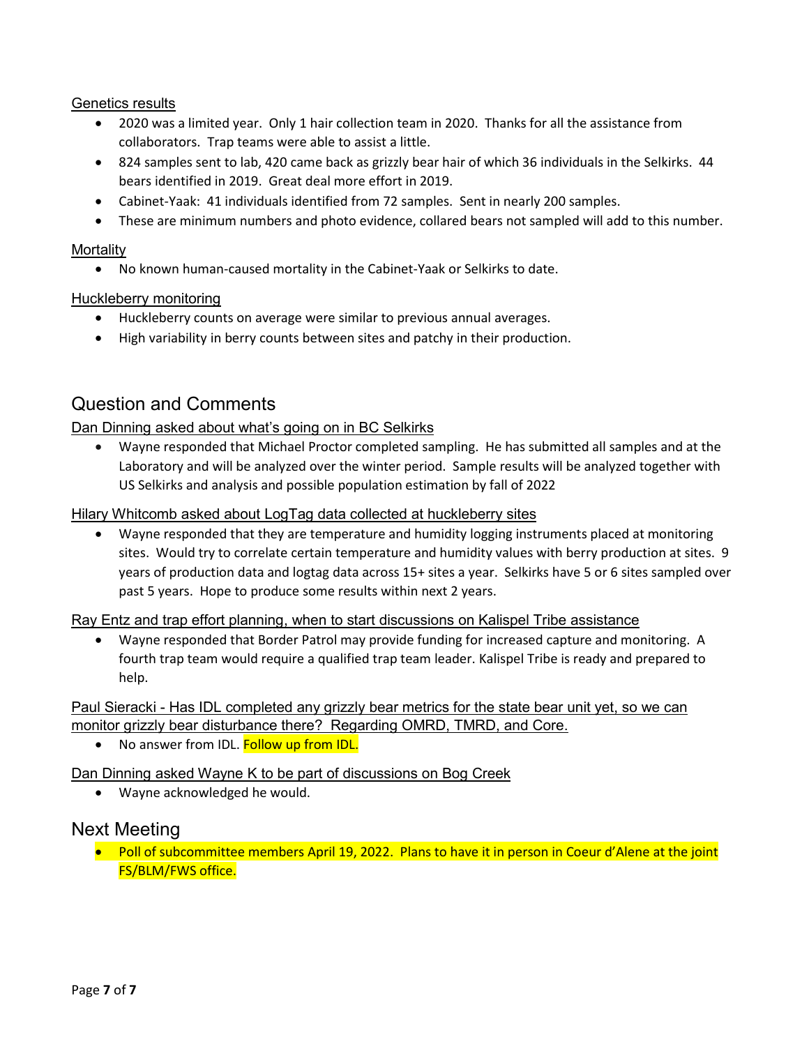### Genetics results

- 2020 was a limited year. Only 1 hair collection team in 2020. Thanks for all the assistance from collaborators. Trap teams were able to assist a little.
- 824 samples sent to lab, 420 came back as grizzly bear hair of which 36 individuals in the Selkirks. 44 bears identified in 2019. Great deal more effort in 2019.
- Cabinet-Yaak: 41 individuals identified from 72 samples. Sent in nearly 200 samples.
- These are minimum numbers and photo evidence, collared bears not sampled will add to this number.

### Mortality

- No known human-caused mortality in the Cabinet-Yaak or Selkirks to date.

### Huckleberry monitoring

- Huckleberry counts on average were similar to previous annual averages.
- High variability in berry counts between sites and patchy in their production.

## Question and Comments

### Dan Dinning asked about what's going on in BC Selkirks

- Wayne responded that Michael Proctor completed sampling. He has submitted all samples and at the Laboratory and will be analyzed over the winter period. Sample results will be analyzed together with US Selkirks and analysis and possible population estimation by fall of 2022

### Hilary Whitcomb asked about LogTag data collected at huckleberry sites

- Wayne responded that they are temperature and humidity logging instruments placed at monitoring sites. Would try to correlate certain temperature and humidity values with berry production at sites. 9 years of production data and logtag data across 15+ sites a year. Selkirks have 5 or 6 sites sampled over past 5 years. Hope to produce some results within next 2 years.

### Ray Entz and trap effort planning, when to start discussions on Kalispel Tribe assistance

- Wayne responded that Border Patrol may provide funding for increased capture and monitoring. A fourth trap team would require a qualified trap team leader. Kalispel Tribe is ready and prepared to help.

### Paul Sieracki - Has IDL completed any grizzly bear metrics for the state bear unit yet, so we can monitor grizzly bear disturbance there? Regarding OMRD, TMRD, and Core.

- No answer from IDL. Follow up from IDL.

### Dan Dinning asked Wayne K to be part of discussions on Bog Creek

- Wayne acknowledged he would.

## Next Meeting

- Poll of subcommittee members April 19, 2022. Plans to have it in person in Coeur d'Alene at the joint FS/BLM/FWS office.